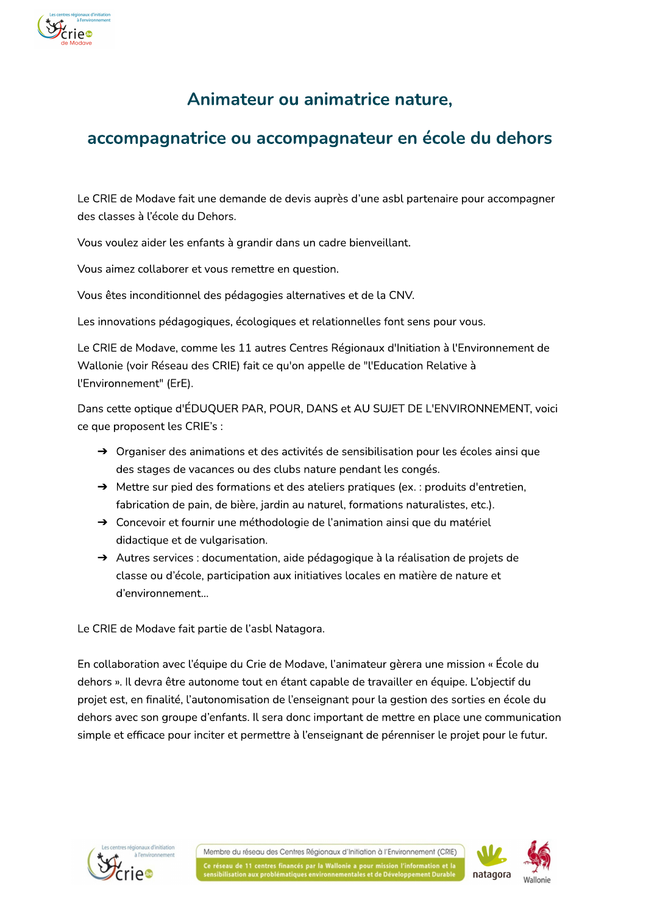# Animateur ou animatrice nature,

# accompagnatrice ou accompagnateur en école du dehors

Le CRIE de Modave fait une demande de devis auprès d'une asbl partenaire pour accompagner des classes à l'école du Dehors.

Vous voulez aider les enfants à grandir dans un cadre bienveillant.

Vous aimez collaborer et vous remettre en question.

Vous êtes inconditionnel des pédagogies alternatives et de la CNV.

Les innovations pédagogiques, écologiques et relationnelles font sens pour vous.

Le CRIE de Modave, comme les 11 autres Centres Régionaux d'Initiation à l'Environnement de Wallonie (voir Réseau des CRIE) fait ce qu'on appelle de "l'Education Relative à l'Environnement" (ErE).

Dans cette optique d'ÉDUQUER PAR, POUR, DANS et AU SUJET DE L'ENVIRONNEMENT, voici ce que proposent les CRIE's :

- ➔ Organiser des animations et des activités de sensibilisation pour les écoles ainsi que des stages de vacances ou des clubs nature pendant les congés.
- ➔ Mettre sur pied des formations et des ateliers pratiques (ex. : produits d'entretien, fabrication de pain, de bière, jardin au naturel, formations naturalistes, etc.).
- ➔ Concevoir et fournir une méthodologie de l'animation ainsi que du matériel didactique et de vulgarisation.
- ➔ Autres services : documentation, aide pédagogique à la réalisation de projets de classe ou d'école, participation aux initiatives locales en matière de nature et d'environnement...

Le CRIE de Modave fait partie de l'asbl Natagora.

En collaboration avec l'équipe du Crie de Modave, l'animateur gèrera une mission « École du dehors ». Il devra être autonome tout en étant capable de travailler en équipe. L'objectif du projet est, en finalité, l'autonomisation de l'enseignant pour la gestion des sorties en école du dehors avec son groupe d'enfants. Il sera donc important de mettre en place une communication simple et efficace pour inciter et permettre à l'enseignant de pérenniser le projet pour le futur.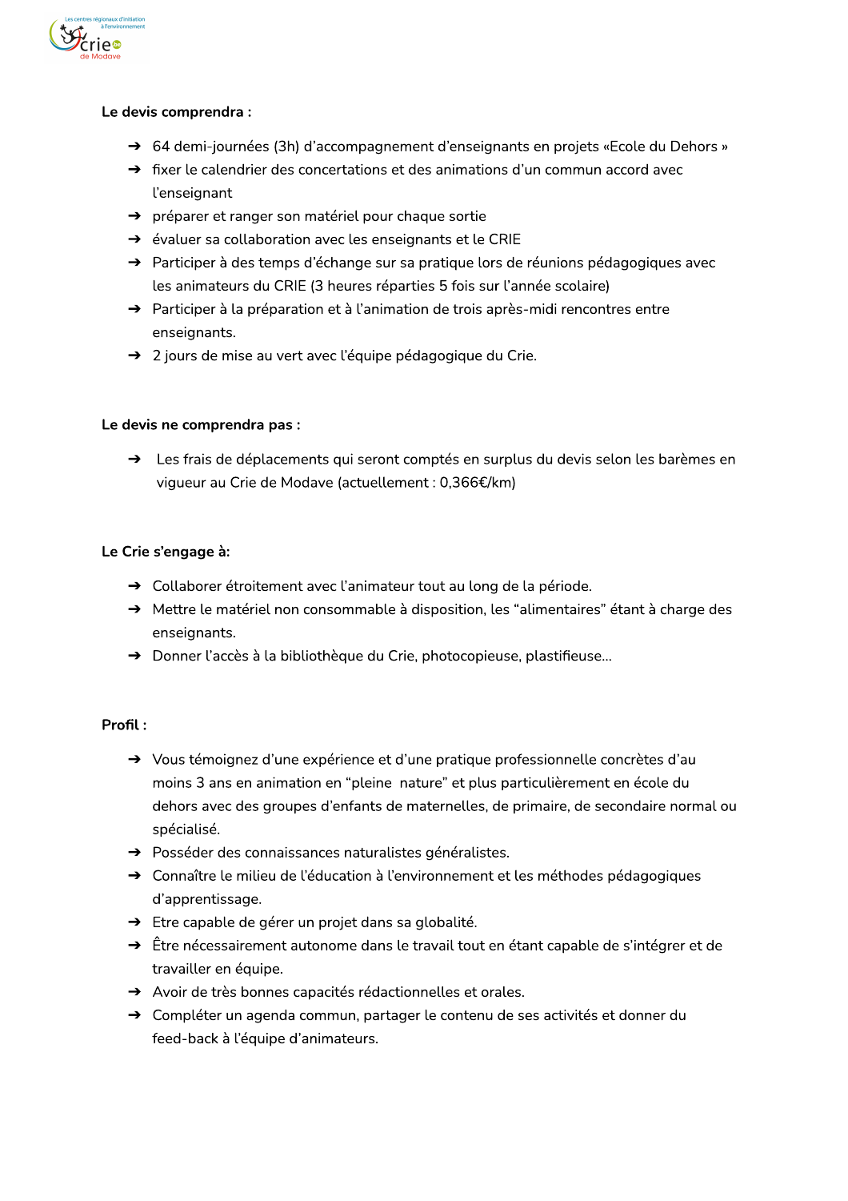**Le devis comprendra :**

- 64 demi-journées (3h) d'accompagnement d'enseignants en projets «Ecole du Dehors »
- fixer le calendrier des concertations et des animations d'un commun accord avec l'enseignant
- préparer et ranger son matériel pour chaque sortie
- évaluer sa collaboration avec les enseignants et le CRIE
- Participer à des temps d'échange sur sa pratique lors de réunions pédagogiques avec les animateurs du CRIE (3 heures réparties 5 fois sur l'année scolaire)
- Participer à la préparation et à l'animation de trois après-midi rencontres entre enseignants.
- 2 jours de mise au vert avec l'équipe pédagogique du Crie.

**Le devis ne comprendra pas :**

- Les frais de déplacements qui seront comptés en surplus du devis selon les barèmes en vigueur au Crie de Modave (actuellement : 0,366€/km)

**Le Crie s'engage à:**

- Collaborer étroitement avec l'animateur tout au long de la période.
- Mettre le matériel non consommable à disposition, les "alimentaires" étant à charge des enseignants.
- Donner l'accès à la bibliothèque du Crie, photocopieuse, plastifieuse…

**Profil :**

- Vous témoignez d'une expérience et d'une pratique professionnelle concrètes d'au moins 3 ans en animation en "pleine nature" et plus particulièrement en école du dehors avec des groupes d'enfants de maternelles, de primaire, de secondaire normal ou spécialisé.
- Posséder des connaissances naturalistes généralistes.
- Connaître le milieu de l'éducation à l'environnement et les méthodes pédagogiques d'apprentissage.
- Etre capable de gérer un projet dans sa globalité.
- Être nécessairement autonome dans le travail tout en étant capable de s'intégrer et de travailler en équipe.
- Avoir de très bonnes capacités rédactionnelles et orales.
- Compléter un agenda commun, partager le contenu de ses activités et donner du feed-back à l'équipe d'animateurs.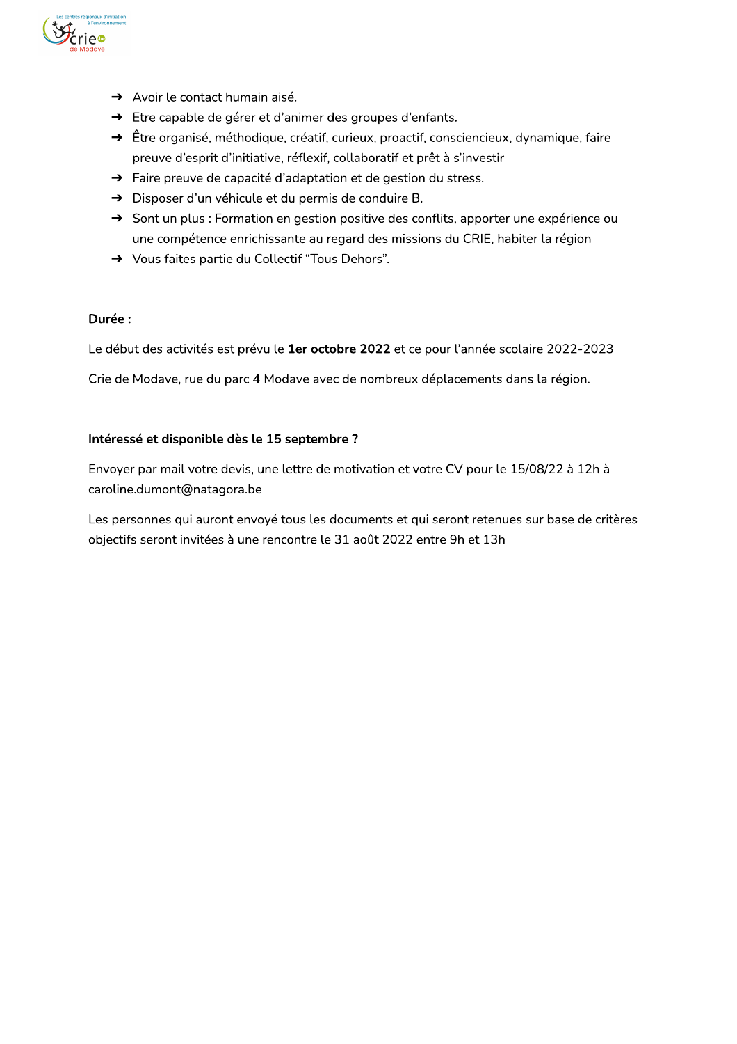- Avoir le contact humain aisé.
- Etre capable de gérer et d'animer des groupes d'enfants.
- Être organisé, méthodique, créatif, curieux, proactif, consciencieux, dynamique, faire preuve d'esprit d'initiative, réflexif, collaboratif et prêt à s'investir
- Faire preuve de capacité d'adaptation et de gestion du stress.
- Disposer d'un véhicule et du permis de conduire B.
- Sont un plus : Formation en gestion positive des conflits, apporter une expérience ou une compétence enrichissante au regard des missions du CRIE, habiter la région
- Vous faites partie du Collectif "Tous Dehors".

**Durée :**

Le début des activités est prévu le **1er octobre 2022** et ce pour l'année scolaire 2022-2023

Crie de Modave, rue du parc 4 Modave avec de nombreux déplacements dans la région.

**Intéressé et disponible dès le 15 septembre ?**

Envoyer par mail votre devis, une lettre de motivation et votre CV pour le 15/08/22 à 12h à caroline.dumont@natagora.be

Les personnes qui auront envoyé tous les documents et qui seront retenues sur base de critères objectifs seront invitées à une rencontre le 31 août 2022 entre 9h et 13h